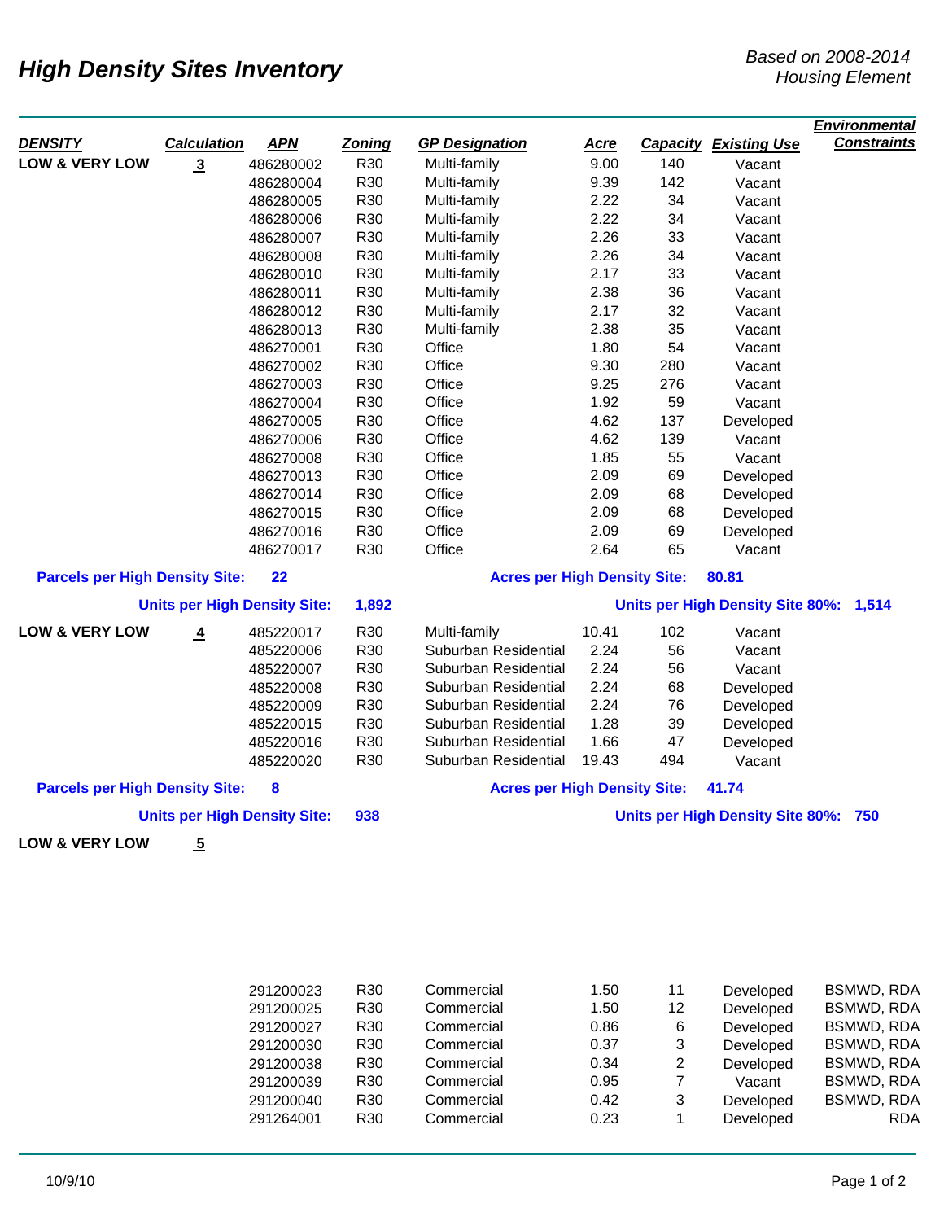# High Density Sites Inventory

*Based on 2008-2014 Housing Element*

| DENSITY | Calculation | APN | Zoning | GP Designation | Acre | Capacity | Existing Use | Environmental Constraints |
|---|---|---|---|---|---|---|---|---|
| LOW & VERY LOW | 3 | 486280002 | R30 | Multi-family | 9.00 | 140 | Vacant | |
| | | 486280004 | R30 | Multi-family | 9.39 | 142 | Vacant | |
| | | 486280005 | R30 | Multi-family | 2.22 | 34 | Vacant | |
| | | 486280006 | R30 | Multi-family | 2.22 | 34 | Vacant | |
| | | 486280007 | R30 | Multi-family | 2.26 | 33 | Vacant | |
| | | 486280008 | R30 | Multi-family | 2.26 | 34 | Vacant | |
| | | 486280010 | R30 | Multi-family | 2.17 | 33 | Vacant | |
| | | 486280011 | R30 | Multi-family | 2.38 | 36 | Vacant | |
| | | 486280012 | R30 | Multi-family | 2.17 | 32 | Vacant | |
| | | 486280013 | R30 | Multi-family | 2.38 | 35 | Vacant | |
| | | 486270001 | R30 | Office | 1.80 | 54 | Vacant | |
| | | 486270002 | R30 | Office | 9.30 | 280 | Vacant | |
| | | 486270003 | R30 | Office | 9.25 | 276 | Vacant | |
| | | 486270004 | R30 | Office | 1.92 | 59 | Vacant | |
| | | 486270005 | R30 | Office | 4.62 | 137 | Developed | |
| | | 486270006 | R30 | Office | 4.62 | 139 | Vacant | |
| | | 486270008 | R30 | Office | 1.85 | 55 | Vacant | |
| | | 486270013 | R30 | Office | 2.09 | 69 | Developed | |
| | | 486270014 | R30 | Office | 2.09 | 68 | Developed | |
| | | 486270015 | R30 | Office | 2.09 | 68 | Developed | |
| | | 486270016 | R30 | Office | 2.09 | 69 | Developed | |
| | | 486270017 | R30 | Office | 2.64 | 65 | Vacant | |

**Parcels per High Density Site: 22** | **Acres per High Density Site: 80.81**

**Units per High Density Site: 1,892** | **Units per High Density Site 80%: 1,514**

| DENSITY | Calculation | APN | Zoning | GP Designation | Acre | Capacity | Existing Use | Environmental Constraints |
|---|---|---|---|---|---|---|---|---|
| LOW & VERY LOW | 4 | 485220017 | R30 | Multi-family | 10.41 | 102 | Vacant | |
| | | 485220006 | R30 | Suburban Residential | 2.24 | 56 | Vacant | |
| | | 485220007 | R30 | Suburban Residential | 2.24 | 56 | Vacant | |
| | | 485220008 | R30 | Suburban Residential | 2.24 | 68 | Developed | |
| | | 485220009 | R30 | Suburban Residential | 2.24 | 76 | Developed | |
| | | 485220015 | R30 | Suburban Residential | 1.28 | 39 | Developed | |
| | | 485220016 | R30 | Suburban Residential | 1.66 | 47 | Developed | |
| | | 485220020 | R30 | Suburban Residential | 19.43 | 494 | Vacant | |

**Parcels per High Density Site: 8** | **Acres per High Density Site: 41.74**

**Units per High Density Site: 938** | **Units per High Density Site 80%: 750**

| DENSITY | Calculation | APN | Zoning | GP Designation | Acre | Capacity | Existing Use | Environmental Constraints |
|---|---|---|---|---|---|---|---|---|
| LOW & VERY LOW | 5 | | | | | | | |
| | | 291200023 | R30 | Commercial | 1.50 | 11 | Developed | BSMWD, RDA |
| | | 291200025 | R30 | Commercial | 1.50 | 12 | Developed | BSMWD, RDA |
| | | 291200027 | R30 | Commercial | 0.86 | 6 | Developed | BSMWD, RDA |
| | | 291200030 | R30 | Commercial | 0.37 | 3 | Developed | BSMWD, RDA |
| | | 291200038 | R30 | Commercial | 0.34 | 2 | Developed | BSMWD, RDA |
| | | 291200039 | R30 | Commercial | 0.95 | 7 | Vacant | BSMWD, RDA |
| | | 291200040 | R30 | Commercial | 0.42 | 3 | Developed | BSMWD, RDA |
| | | 291264001 | R30 | Commercial | 0.23 | 1 | Developed | RDA |

10/9/10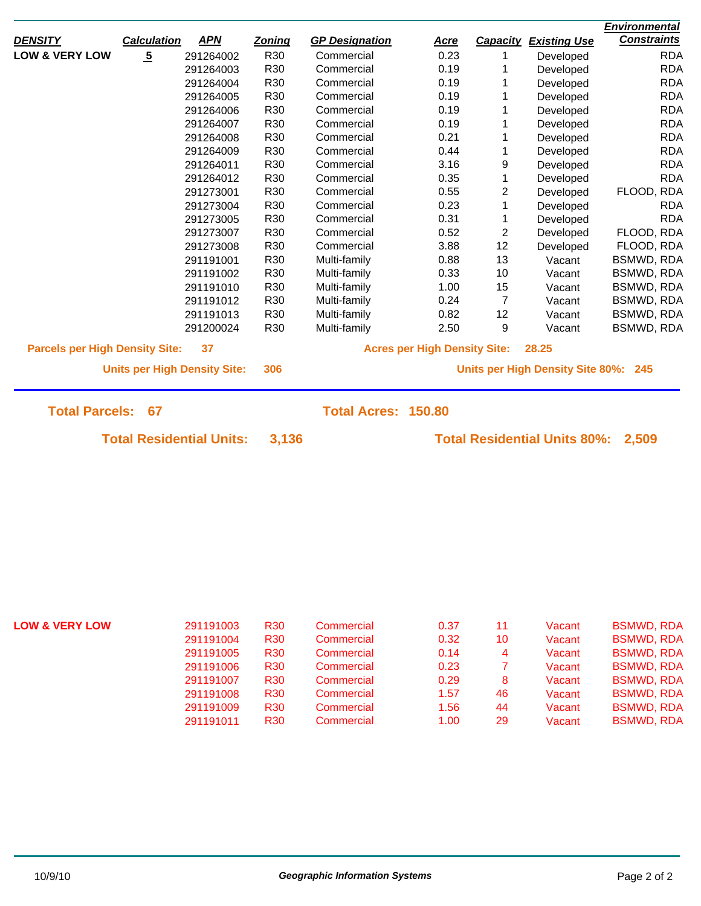| DENSITY | Calculation | APN | Zoning | GP Designation | Acre | Capacity | Existing Use | Environmental Constraints |
|---|---|---|---|---|---|---|---|---|
| LOW & VERY LOW | 5 | 291264002 | R30 | Commercial | 0.23 | 1 | Developed | RDA |
| | | 291264003 | R30 | Commercial | 0.19 | 1 | Developed | RDA |
| | | 291264004 | R30 | Commercial | 0.19 | 1 | Developed | RDA |
| | | 291264005 | R30 | Commercial | 0.19 | 1 | Developed | RDA |
| | | 291264006 | R30 | Commercial | 0.19 | 1 | Developed | RDA |
| | | 291264007 | R30 | Commercial | 0.19 | 1 | Developed | RDA |
| | | 291264008 | R30 | Commercial | 0.21 | 1 | Developed | RDA |
| | | 291264009 | R30 | Commercial | 0.44 | 1 | Developed | RDA |
| | | 291264011 | R30 | Commercial | 3.16 | 9 | Developed | RDA |
| | | 291264012 | R30 | Commercial | 0.35 | 1 | Developed | RDA |
| | | 291273001 | R30 | Commercial | 0.55 | 2 | Developed | FLOOD, RDA |
| | | 291273004 | R30 | Commercial | 0.23 | 1 | Developed | RDA |
| | | 291273005 | R30 | Commercial | 0.31 | 1 | Developed | RDA |
| | | 291273007 | R30 | Commercial | 0.52 | 2 | Developed | FLOOD, RDA |
| | | 291273008 | R30 | Commercial | 3.88 | 12 | Developed | FLOOD, RDA |
| | | 291191001 | R30 | Multi-family | 0.88 | 13 | Vacant | BSMWD, RDA |
| | | 291191002 | R30 | Multi-family | 0.33 | 10 | Vacant | BSMWD, RDA |
| | | 291191010 | R30 | Multi-family | 1.00 | 15 | Vacant | BSMWD, RDA |
| | | 291191012 | R30 | Multi-family | 0.24 | 7 | Vacant | BSMWD, RDA |
| | | 291191013 | R30 | Multi-family | 0.82 | 12 | Vacant | BSMWD, RDA |
| | | 291200024 | R30 | Multi-family | 2.50 | 9 | Vacant | BSMWD, RDA |

**Parcels per High Density Site: 37** | **Acres per High Density Site: 28.25**

**Units per High Density Site: 306** | **Units per High Density Site 80%: 245**

**Total Parcels: 67** | **Total Acres: 150.80**

**Total Residential Units: 3,136** | **Total Residential Units 80%: 2,509**

| DENSITY | APN | Zoning | GP Designation | Acre | Capacity | Existing Use | Environmental Constraints |
|---|---|---|---|---|---|---|---|
| LOW & VERY LOW | 291191003 | R30 | Commercial | 0.37 | 11 | Vacant | BSMWD, RDA |
| | 291191004 | R30 | Commercial | 0.32 | 10 | Vacant | BSMWD, RDA |
| | 291191005 | R30 | Commercial | 0.14 | 4 | Vacant | BSMWD, RDA |
| | 291191006 | R30 | Commercial | 0.23 | 7 | Vacant | BSMWD, RDA |
| | 291191007 | R30 | Commercial | 0.29 | 8 | Vacant | BSMWD, RDA |
| | 291191008 | R30 | Commercial | 1.57 | 46 | Vacant | BSMWD, RDA |
| | 291191009 | R30 | Commercial | 1.56 | 44 | Vacant | BSMWD, RDA |
| | 291191011 | R30 | Commercial | 1.00 | 29 | Vacant | BSMWD, RDA |

10/9/10 *Geographic Information Systems*